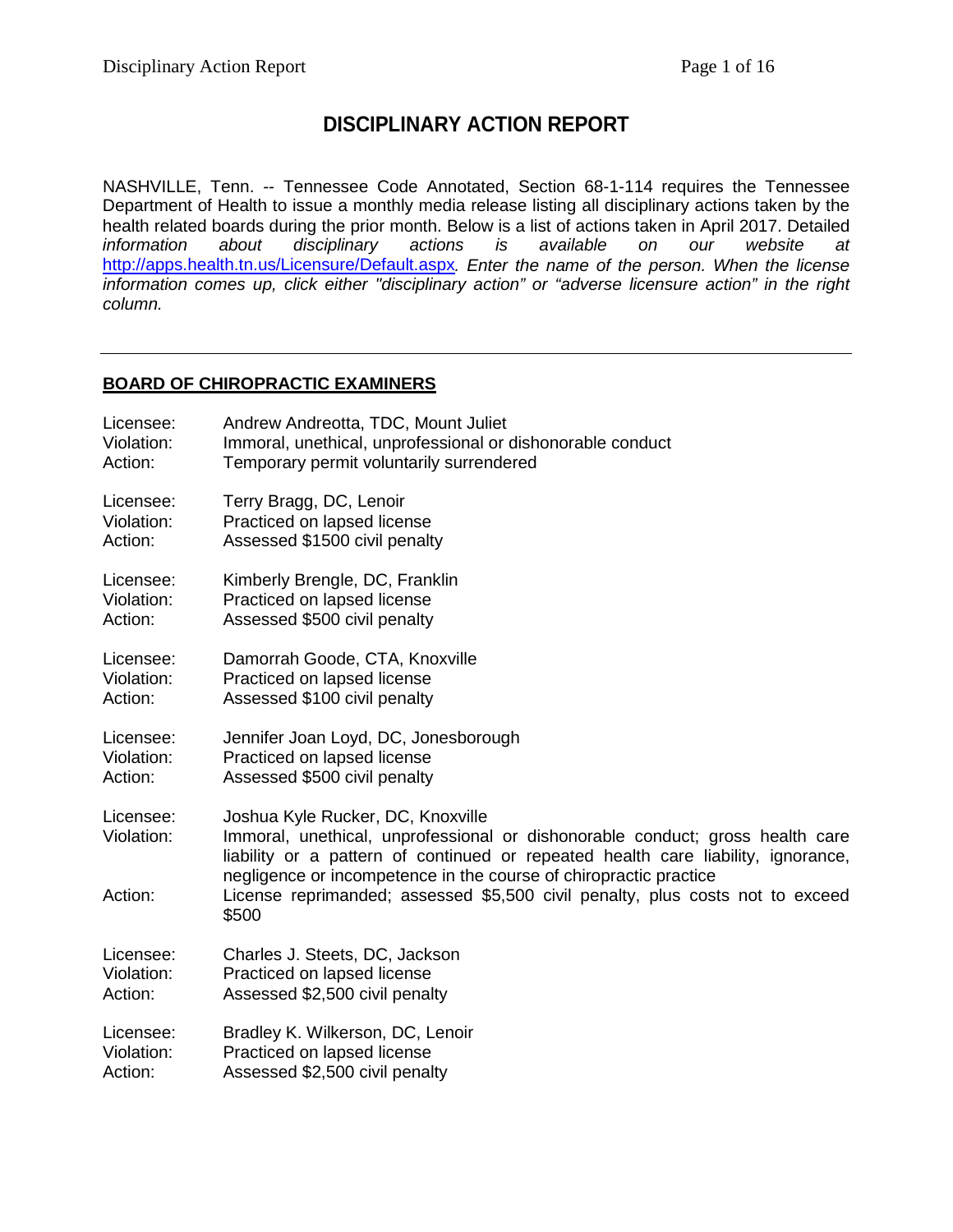# DISCIPLINARY ACTION REPORT

NASHVILLE, Tenn. -- Tennessee Code Annotated, Section 68-1-114 requires the Tennessee Department of Health to issue a monthly media release listing all disciplinary actions taken by the health related boards during the prior month. Below is a list of actions taken in April 2017. Detailed *information about disciplinary actions is available on our website at* [http://apps.health.tn.us/Licensure/Default.aspx](http://apps.health.tn.us/Licensure/Default.aspx)*. Enter the name of the person. When the license information comes up, click either "disciplinary action" or "adverse licensure action" in the right column.*

---

## BOARD OF CHIROPRACTIC EXAMINERS

Licensee: Andrew Andreotta, TDC, Mount Juliet
Violation: Immoral, unethical, unprofessional or dishonorable conduct
Action: Temporary permit voluntarily surrendered

Licensee: Terry Bragg, DC, Lenoir
Violation: Practiced on lapsed license
Action: Assessed $1500 civil penalty

Licensee: Kimberly Brengle, DC, Franklin
Violation: Practiced on lapsed license
Action: Assessed $500 civil penalty

Licensee: Damorrah Goode, CTA, Knoxville
Violation: Practiced on lapsed license
Action: Assessed $100 civil penalty

Licensee: Jennifer Joan Loyd, DC, Jonesborough
Violation: Practiced on lapsed license
Action: Assessed $500 civil penalty

Licensee: Joshua Kyle Rucker, DC, Knoxville
Violation: Immoral, unethical, unprofessional or dishonorable conduct; gross health care liability or a pattern of continued or repeated health care liability, ignorance, negligence or incompetence in the course of chiropractic practice
Action: License reprimanded; assessed $5,500 civil penalty, plus costs not to exceed $500

Licensee: Charles J. Steets, DC, Jackson
Violation: Practiced on lapsed license
Action: Assessed $2,500 civil penalty

Licensee: Bradley K. Wilkerson, DC, Lenoir
Violation: Practiced on lapsed license
Action: Assessed $2,500 civil penalty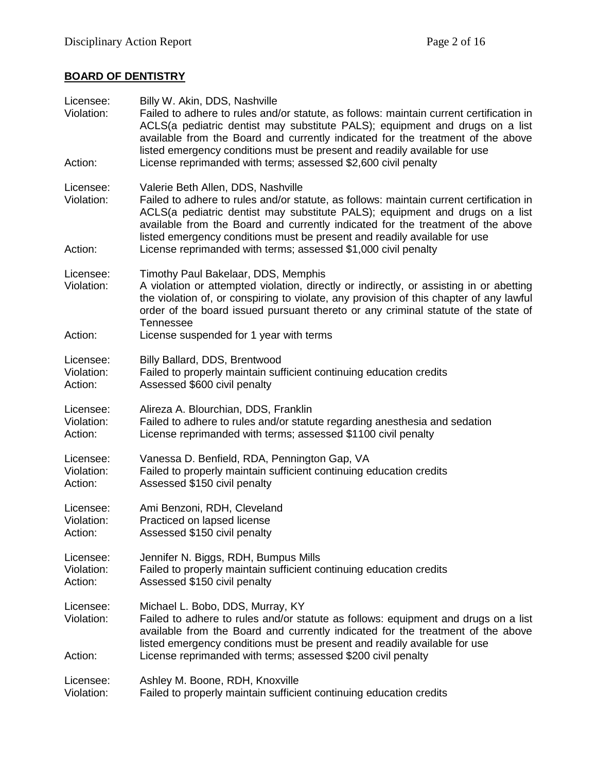## **BOARD OF DENTISTRY**

Licensee: Billy W. Akin, DDS, Nashville
Violation: Failed to adhere to rules and/or statute, as follows: maintain current certification in ACLS(a pediatric dentist may substitute PALS); equipment and drugs on a list available from the Board and currently indicated for the treatment of the above listed emergency conditions must be present and readily available for use
Action: License reprimanded with terms; assessed $2,600 civil penalty

Licensee: Valerie Beth Allen, DDS, Nashville
Violation: Failed to adhere to rules and/or statute, as follows: maintain current certification in ACLS(a pediatric dentist may substitute PALS); equipment and drugs on a list available from the Board and currently indicated for the treatment of the above listed emergency conditions must be present and readily available for use
Action: License reprimanded with terms; assessed $1,000 civil penalty

Licensee: Timothy Paul Bakelaar, DDS, Memphis
Violation: A violation or attempted violation, directly or indirectly, or assisting in or abetting the violation of, or conspiring to violate, any provision of this chapter of any lawful order of the board issued pursuant thereto or any criminal statute of the state of Tennessee
Action: License suspended for 1 year with terms

Licensee: Billy Ballard, DDS, Brentwood
Violation: Failed to properly maintain sufficient continuing education credits
Action: Assessed $600 civil penalty

Licensee: Alireza A. Blourchian, DDS, Franklin
Violation: Failed to adhere to rules and/or statute regarding anesthesia and sedation
Action: License reprimanded with terms; assessed $1100 civil penalty

Licensee: Vanessa D. Benfield, RDA, Pennington Gap, VA
Violation: Failed to properly maintain sufficient continuing education credits
Action: Assessed $150 civil penalty

Licensee: Ami Benzoni, RDH, Cleveland
Violation: Practiced on lapsed license
Action: Assessed $150 civil penalty

Licensee: Jennifer N. Biggs, RDH, Bumpus Mills
Violation: Failed to properly maintain sufficient continuing education credits
Action: Assessed $150 civil penalty

Licensee: Michael L. Bobo, DDS, Murray, KY
Violation: Failed to adhere to rules and/or statute as follows: equipment and drugs on a list available from the Board and currently indicated for the treatment of the above listed emergency conditions must be present and readily available for use
Action: License reprimanded with terms; assessed $200 civil penalty

Licensee: Ashley M. Boone, RDH, Knoxville
Violation: Failed to properly maintain sufficient continuing education credits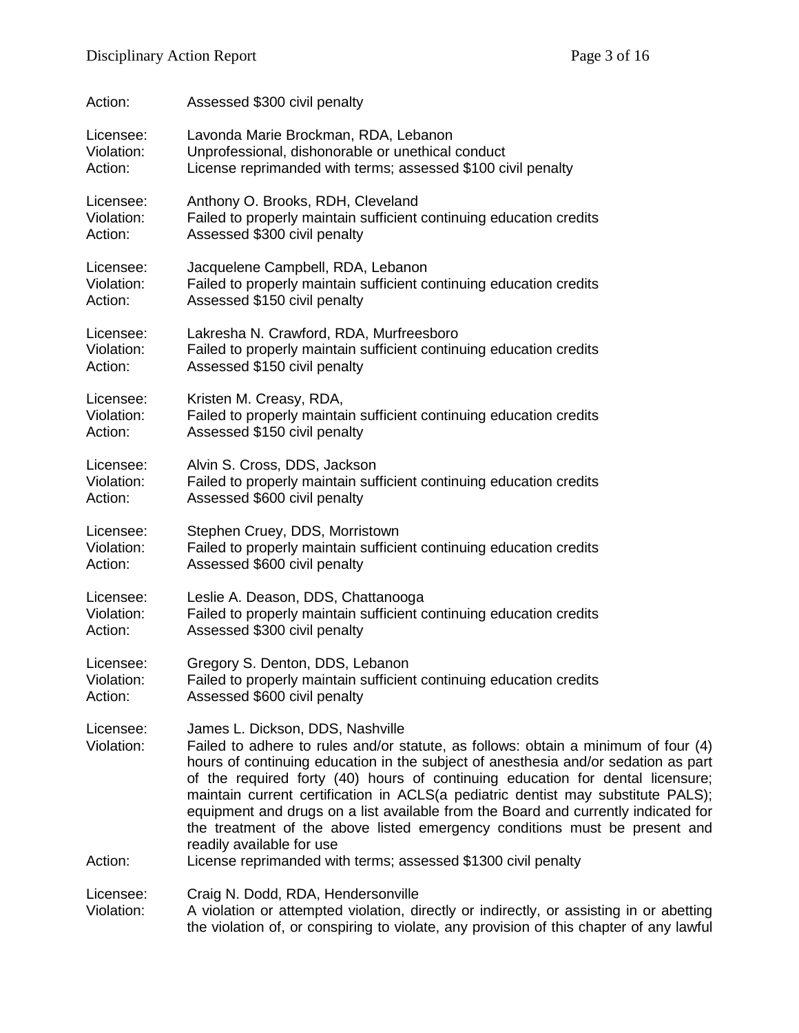Action: Assessed $300 civil penalty

Licensee: Lavonda Marie Brockman, RDA, Lebanon
Violation: Unprofessional, dishonorable or unethical conduct
Action: License reprimanded with terms; assessed $100 civil penalty

Licensee: Anthony O. Brooks, RDH, Cleveland
Violation: Failed to properly maintain sufficient continuing education credits
Action: Assessed $300 civil penalty

Licensee: Jacquelene Campbell, RDA, Lebanon
Violation: Failed to properly maintain sufficient continuing education credits
Action: Assessed $150 civil penalty

Licensee: Lakresha N. Crawford, RDA, Murfreesboro
Violation: Failed to properly maintain sufficient continuing education credits
Action: Assessed $150 civil penalty

Licensee: Kristen M. Creasy, RDA,
Violation: Failed to properly maintain sufficient continuing education credits
Action: Assessed $150 civil penalty

Licensee: Alvin S. Cross, DDS, Jackson
Violation: Failed to properly maintain sufficient continuing education credits
Action: Assessed $600 civil penalty

Licensee: Stephen Cruey, DDS, Morristown
Violation: Failed to properly maintain sufficient continuing education credits
Action: Assessed $600 civil penalty

Licensee: Leslie A. Deason, DDS, Chattanooga
Violation: Failed to properly maintain sufficient continuing education credits
Action: Assessed $300 civil penalty

Licensee: Gregory S. Denton, DDS, Lebanon
Violation: Failed to properly maintain sufficient continuing education credits
Action: Assessed $600 civil penalty

Licensee: James L. Dickson, DDS, Nashville
Violation: Failed to adhere to rules and/or statute, as follows: obtain a minimum of four (4) hours of continuing education in the subject of anesthesia and/or sedation as part of the required forty (40) hours of continuing education for dental licensure; maintain current certification in ACLS(a pediatric dentist may substitute PALS); equipment and drugs on a list available from the Board and currently indicated for the treatment of the above listed emergency conditions must be present and readily available for use
Action: License reprimanded with terms; assessed $1300 civil penalty

Licensee: Craig N. Dodd, RDA, Hendersonville
Violation: A violation or attempted violation, directly or indirectly, or assisting in or abetting the violation of, or conspiring to violate, any provision of this chapter of any lawful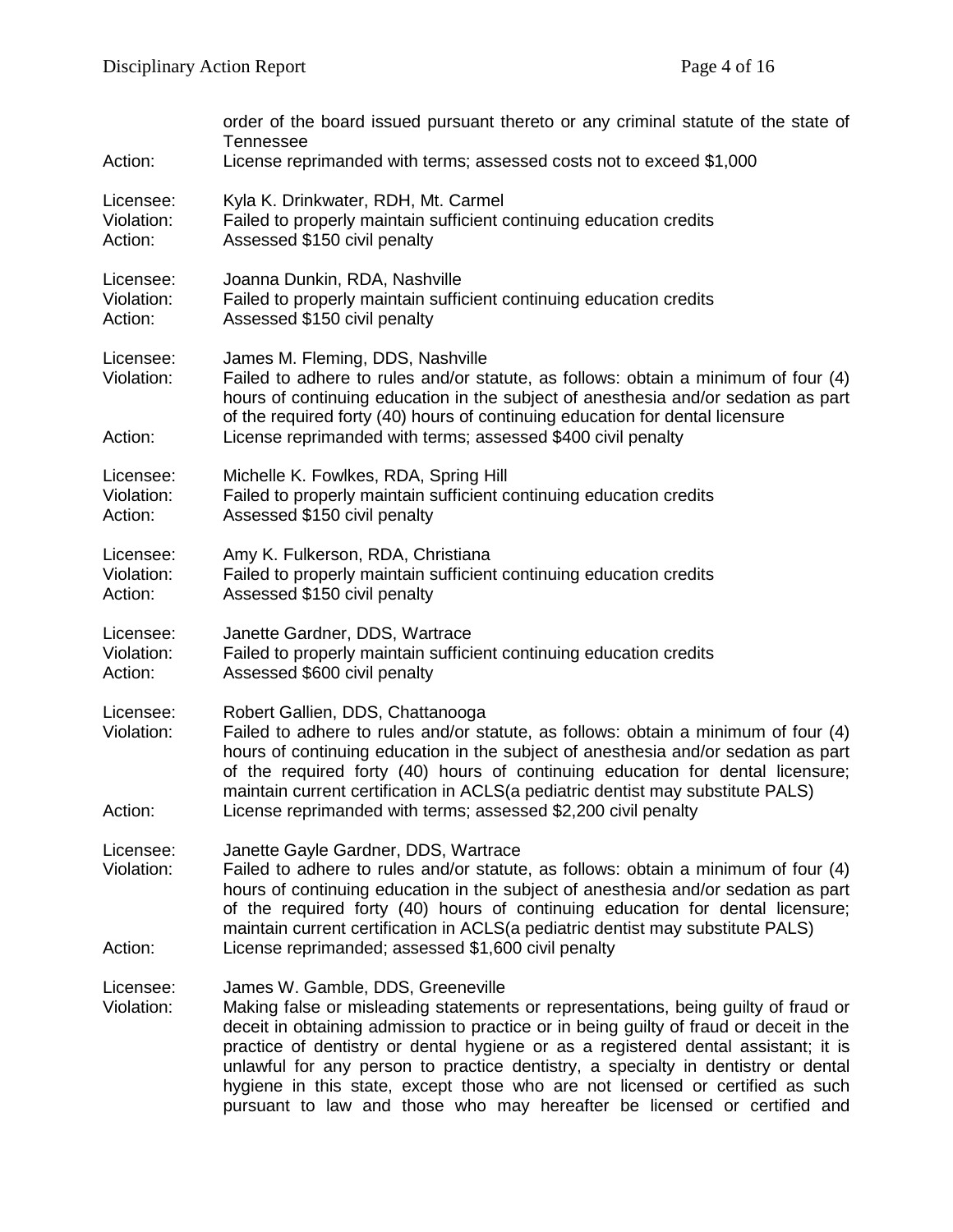order of the board issued pursuant thereto or any criminal statute of the state of Tennessee

Action: License reprimanded with terms; assessed costs not to exceed $1,000

Licensee: Kyla K. Drinkwater, RDH, Mt. Carmel
Violation: Failed to properly maintain sufficient continuing education credits
Action: Assessed $150 civil penalty

Licensee: Joanna Dunkin, RDA, Nashville
Violation: Failed to properly maintain sufficient continuing education credits
Action: Assessed $150 civil penalty

Licensee: James M. Fleming, DDS, Nashville
Violation: Failed to adhere to rules and/or statute, as follows: obtain a minimum of four (4) hours of continuing education in the subject of anesthesia and/or sedation as part of the required forty (40) hours of continuing education for dental licensure
Action: License reprimanded with terms; assessed $400 civil penalty

Licensee: Michelle K. Fowlkes, RDA, Spring Hill
Violation: Failed to properly maintain sufficient continuing education credits
Action: Assessed $150 civil penalty

Licensee: Amy K. Fulkerson, RDA, Christiana
Violation: Failed to properly maintain sufficient continuing education credits
Action: Assessed $150 civil penalty

Licensee: Janette Gardner, DDS, Wartrace
Violation: Failed to properly maintain sufficient continuing education credits
Action: Assessed $600 civil penalty

Licensee: Robert Gallien, DDS, Chattanooga
Violation: Failed to adhere to rules and/or statute, as follows: obtain a minimum of four (4) hours of continuing education in the subject of anesthesia and/or sedation as part of the required forty (40) hours of continuing education for dental licensure; maintain current certification in ACLS(a pediatric dentist may substitute PALS)
Action: License reprimanded with terms; assessed $2,200 civil penalty

Licensee: Janette Gayle Gardner, DDS, Wartrace
Violation: Failed to adhere to rules and/or statute, as follows: obtain a minimum of four (4) hours of continuing education in the subject of anesthesia and/or sedation as part of the required forty (40) hours of continuing education for dental licensure; maintain current certification in ACLS(a pediatric dentist may substitute PALS)
Action: License reprimanded; assessed $1,600 civil penalty

Licensee: James W. Gamble, DDS, Greeneville
Violation: Making false or misleading statements or representations, being guilty of fraud or deceit in obtaining admission to practice or in being guilty of fraud or deceit in the practice of dentistry or dental hygiene or as a registered dental assistant; it is unlawful for any person to practice dentistry, a specialty in dentistry or dental hygiene in this state, except those who are not licensed or certified as such pursuant to law and those who may hereafter be licensed or certified and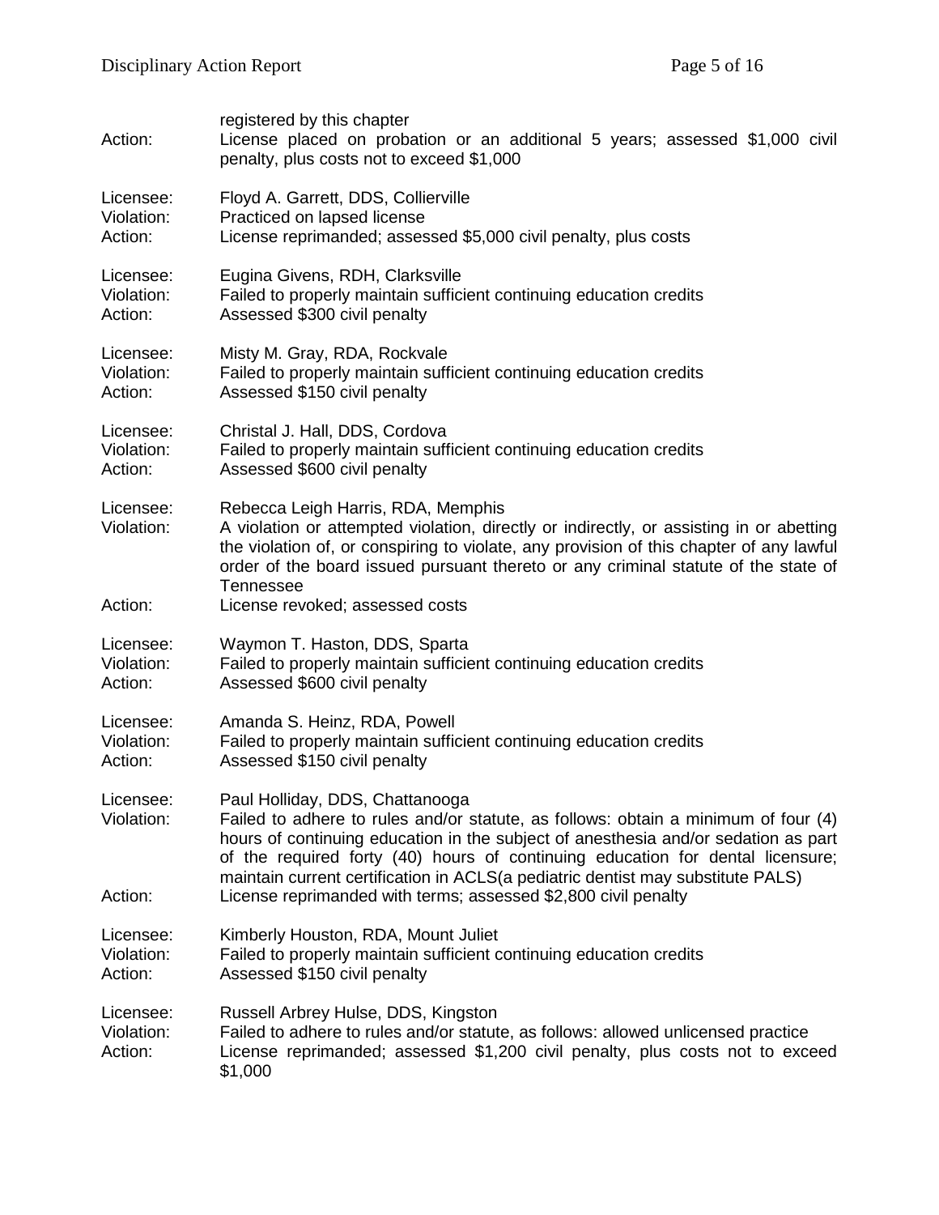registered by this chapter

Action: License placed on probation or an additional 5 years; assessed $1,000 civil penalty, plus costs not to exceed $1,000

Licensee: Floyd A. Garrett, DDS, Collierville
Violation: Practiced on lapsed license
Action: License reprimanded; assessed $5,000 civil penalty, plus costs

Licensee: Eugina Givens, RDH, Clarksville
Violation: Failed to properly maintain sufficient continuing education credits
Action: Assessed $300 civil penalty

Licensee: Misty M. Gray, RDA, Rockvale
Violation: Failed to properly maintain sufficient continuing education credits
Action: Assessed $150 civil penalty

Licensee: Christal J. Hall, DDS, Cordova
Violation: Failed to properly maintain sufficient continuing education credits
Action: Assessed $600 civil penalty

Licensee: Rebecca Leigh Harris, RDA, Memphis
Violation: A violation or attempted violation, directly or indirectly, or assisting in or abetting the violation of, or conspiring to violate, any provision of this chapter of any lawful order of the board issued pursuant thereto or any criminal statute of the state of Tennessee
Action: License revoked; assessed costs

Licensee: Waymon T. Haston, DDS, Sparta
Violation: Failed to properly maintain sufficient continuing education credits
Action: Assessed $600 civil penalty

Licensee: Amanda S. Heinz, RDA, Powell
Violation: Failed to properly maintain sufficient continuing education credits
Action: Assessed $150 civil penalty

Licensee: Paul Holliday, DDS, Chattanooga
Violation: Failed to adhere to rules and/or statute, as follows: obtain a minimum of four (4) hours of continuing education in the subject of anesthesia and/or sedation as part of the required forty (40) hours of continuing education for dental licensure; maintain current certification in ACLS(a pediatric dentist may substitute PALS)
Action: License reprimanded with terms; assessed $2,800 civil penalty

Licensee: Kimberly Houston, RDA, Mount Juliet
Violation: Failed to properly maintain sufficient continuing education credits
Action: Assessed $150 civil penalty

Licensee: Russell Arbrey Hulse, DDS, Kingston
Violation: Failed to adhere to rules and/or statute, as follows: allowed unlicensed practice
Action: License reprimanded; assessed $1,200 civil penalty, plus costs not to exceed $1,000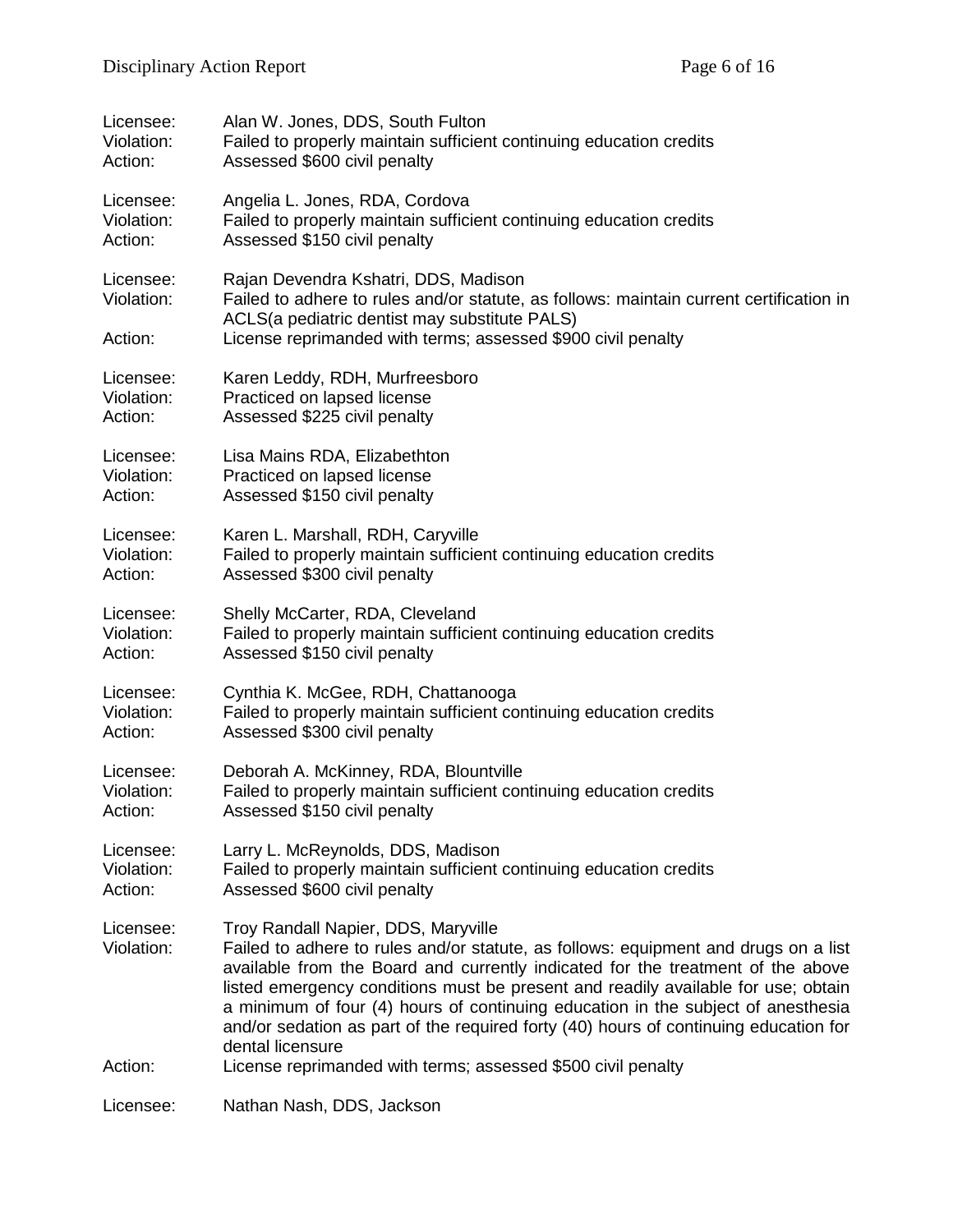Licensee: Alan W. Jones, DDS, South Fulton
Violation: Failed to properly maintain sufficient continuing education credits
Action: Assessed $600 civil penalty

Licensee: Angelia L. Jones, RDA, Cordova
Violation: Failed to properly maintain sufficient continuing education credits
Action: Assessed $150 civil penalty

Licensee: Rajan Devendra Kshatri, DDS, Madison
Violation: Failed to adhere to rules and/or statute, as follows: maintain current certification in ACLS(a pediatric dentist may substitute PALS)
Action: License reprimanded with terms; assessed $900 civil penalty

Licensee: Karen Leddy, RDH, Murfreesboro
Violation: Practiced on lapsed license
Action: Assessed $225 civil penalty

Licensee: Lisa Mains RDA, Elizabethton
Violation: Practiced on lapsed license
Action: Assessed $150 civil penalty

Licensee: Karen L. Marshall, RDH, Caryville
Violation: Failed to properly maintain sufficient continuing education credits
Action: Assessed $300 civil penalty

Licensee: Shelly McCarter, RDA, Cleveland
Violation: Failed to properly maintain sufficient continuing education credits
Action: Assessed $150 civil penalty

Licensee: Cynthia K. McGee, RDH, Chattanooga
Violation: Failed to properly maintain sufficient continuing education credits
Action: Assessed $300 civil penalty

Licensee: Deborah A. McKinney, RDA, Blountville
Violation: Failed to properly maintain sufficient continuing education credits
Action: Assessed $150 civil penalty

Licensee: Larry L. McReynolds, DDS, Madison
Violation: Failed to properly maintain sufficient continuing education credits
Action: Assessed $600 civil penalty

Licensee: Troy Randall Napier, DDS, Maryville
Violation: Failed to adhere to rules and/or statute, as follows: equipment and drugs on a list available from the Board and currently indicated for the treatment of the above listed emergency conditions must be present and readily available for use; obtain a minimum of four (4) hours of continuing education in the subject of anesthesia and/or sedation as part of the required forty (40) hours of continuing education for dental licensure
Action: License reprimanded with terms; assessed $500 civil penalty

Licensee: Nathan Nash, DDS, Jackson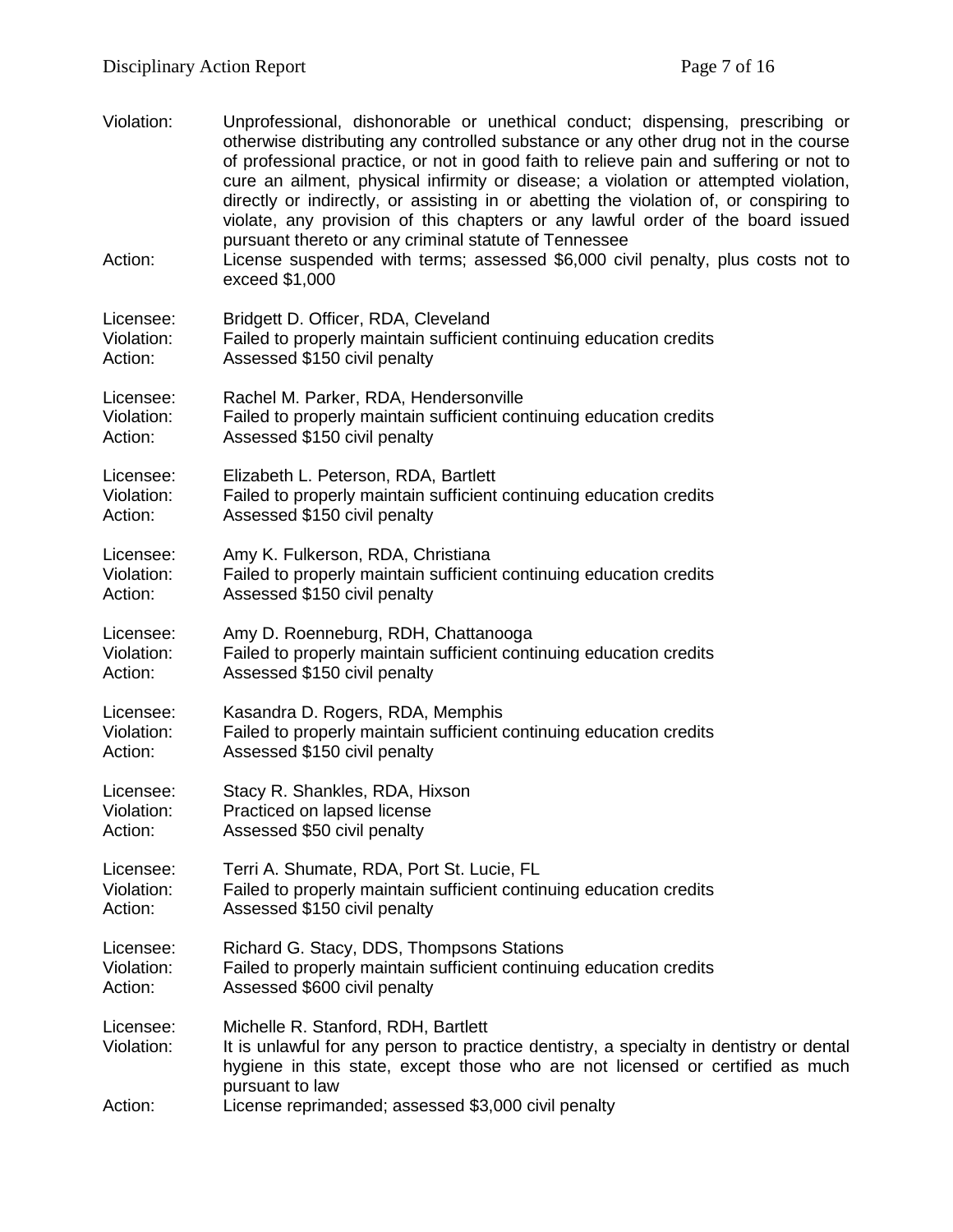Violation: Unprofessional, dishonorable or unethical conduct; dispensing, prescribing or otherwise distributing any controlled substance or any other drug not in the course of professional practice, or not in good faith to relieve pain and suffering or not to cure an ailment, physical infirmity or disease; a violation or attempted violation, directly or indirectly, or assisting in or abetting the violation of, or conspiring to violate, any provision of this chapters or any lawful order of the board issued pursuant thereto or any criminal statute of Tennessee
Action: License suspended with terms; assessed $6,000 civil penalty, plus costs not to exceed $1,000

Licensee: Bridgett D. Officer, RDA, Cleveland
Violation: Failed to properly maintain sufficient continuing education credits
Action: Assessed $150 civil penalty

Licensee: Rachel M. Parker, RDA, Hendersonville
Violation: Failed to properly maintain sufficient continuing education credits
Action: Assessed $150 civil penalty

Licensee: Elizabeth L. Peterson, RDA, Bartlett
Violation: Failed to properly maintain sufficient continuing education credits
Action: Assessed $150 civil penalty

Licensee: Amy K. Fulkerson, RDA, Christiana
Violation: Failed to properly maintain sufficient continuing education credits
Action: Assessed $150 civil penalty

Licensee: Amy D. Roenneburg, RDH, Chattanooga
Violation: Failed to properly maintain sufficient continuing education credits
Action: Assessed $150 civil penalty

Licensee: Kasandra D. Rogers, RDA, Memphis
Violation: Failed to properly maintain sufficient continuing education credits
Action: Assessed $150 civil penalty

Licensee: Stacy R. Shankles, RDA, Hixson
Violation: Practiced on lapsed license
Action: Assessed $50 civil penalty

Licensee: Terri A. Shumate, RDA, Port St. Lucie, FL
Violation: Failed to properly maintain sufficient continuing education credits
Action: Assessed $150 civil penalty

Licensee: Richard G. Stacy, DDS, Thompsons Stations
Violation: Failed to properly maintain sufficient continuing education credits
Action: Assessed $600 civil penalty

Licensee: Michelle R. Stanford, RDH, Bartlett
Violation: It is unlawful for any person to practice dentistry, a specialty in dentistry or dental hygiene in this state, except those who are not licensed or certified as much pursuant to law
Action: License reprimanded; assessed $3,000 civil penalty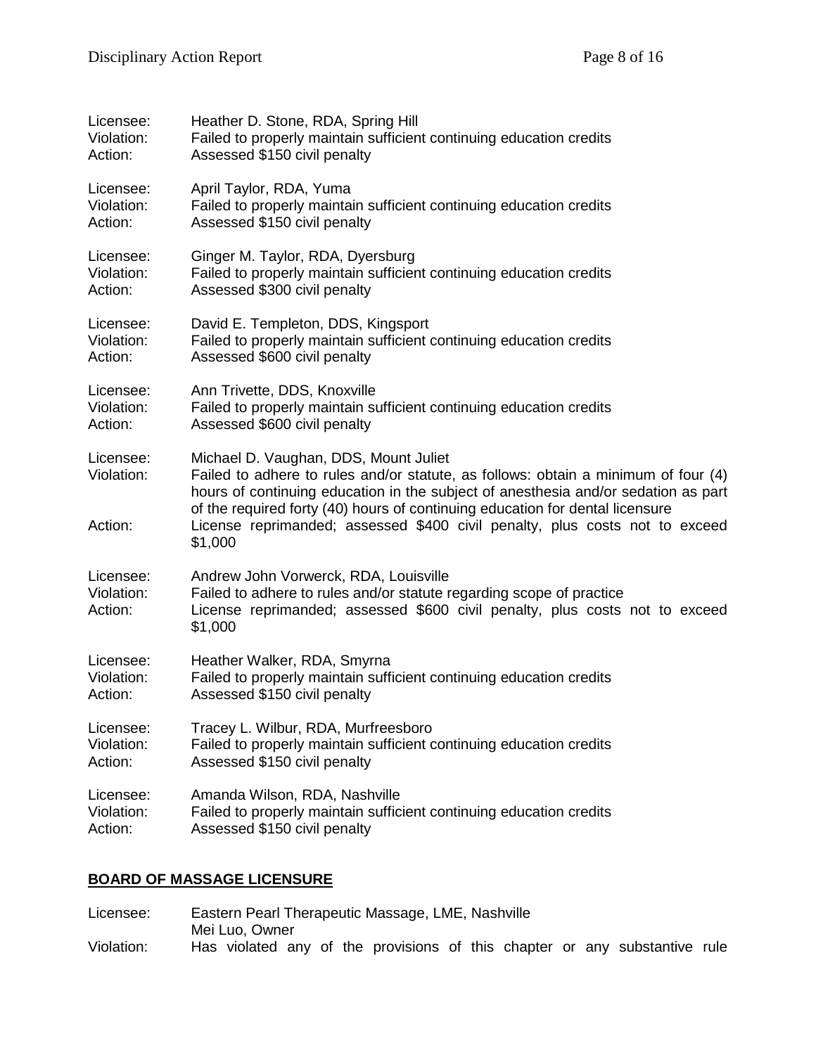Licensee: Heather D. Stone, RDA, Spring Hill
Violation: Failed to properly maintain sufficient continuing education credits
Action: Assessed $150 civil penalty

Licensee: April Taylor, RDA, Yuma
Violation: Failed to properly maintain sufficient continuing education credits
Action: Assessed $150 civil penalty

Licensee: Ginger M. Taylor, RDA, Dyersburg
Violation: Failed to properly maintain sufficient continuing education credits
Action: Assessed $300 civil penalty

Licensee: David E. Templeton, DDS, Kingsport
Violation: Failed to properly maintain sufficient continuing education credits
Action: Assessed $600 civil penalty

Licensee: Ann Trivette, DDS, Knoxville
Violation: Failed to properly maintain sufficient continuing education credits
Action: Assessed $600 civil penalty

Licensee: Michael D. Vaughan, DDS, Mount Juliet
Violation: Failed to adhere to rules and/or statute, as follows: obtain a minimum of four (4) hours of continuing education in the subject of anesthesia and/or sedation as part of the required forty (40) hours of continuing education for dental licensure
Action: License reprimanded; assessed $400 civil penalty, plus costs not to exceed $1,000

Licensee: Andrew John Vorwerck, RDA, Louisville
Violation: Failed to adhere to rules and/or statute regarding scope of practice
Action: License reprimanded; assessed $600 civil penalty, plus costs not to exceed $1,000

Licensee: Heather Walker, RDA, Smyrna
Violation: Failed to properly maintain sufficient continuing education credits
Action: Assessed $150 civil penalty

Licensee: Tracey L. Wilbur, RDA, Murfreesboro
Violation: Failed to properly maintain sufficient continuing education credits
Action: Assessed $150 civil penalty

Licensee: Amanda Wilson, RDA, Nashville
Violation: Failed to properly maintain sufficient continuing education credits
Action: Assessed $150 civil penalty

## BOARD OF MASSAGE LICENSURE

Licensee: Eastern Pearl Therapeutic Massage, LME, Nashville
Mei Luo, Owner
Violation: Has violated any of the provisions of this chapter or any substantive rule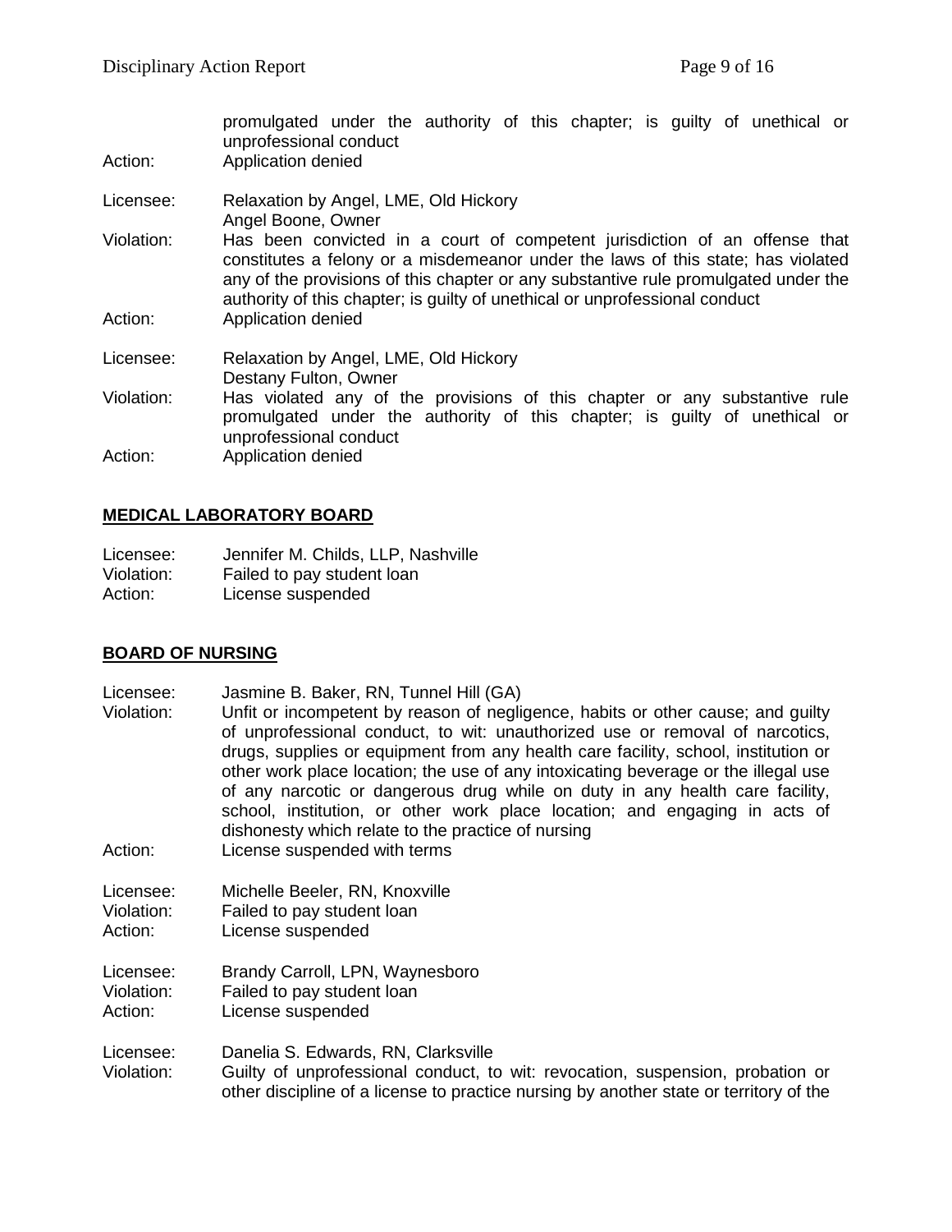promulgated under the authority of this chapter; is guilty of unethical or unprofessional conduct
Action: Application denied

Licensee: Relaxation by Angel, LME, Old Hickory
Angel Boone, Owner
Violation: Has been convicted in a court of competent jurisdiction of an offense that constitutes a felony or a misdemeanor under the laws of this state; has violated any of the provisions of this chapter or any substantive rule promulgated under the authority of this chapter; is guilty of unethical or unprofessional conduct
Action: Application denied

Licensee: Relaxation by Angel, LME, Old Hickory
Destany Fulton, Owner
Violation: Has violated any of the provisions of this chapter or any substantive rule promulgated under the authority of this chapter; is guilty of unethical or unprofessional conduct
Action: Application denied

## MEDICAL LABORATORY BOARD

Licensee: Jennifer M. Childs, LLP, Nashville
Violation: Failed to pay student loan
Action: License suspended

## BOARD OF NURSING

Licensee: Jasmine B. Baker, RN, Tunnel Hill (GA)
Violation: Unfit or incompetent by reason of negligence, habits or other cause; and guilty of unprofessional conduct, to wit: unauthorized use or removal of narcotics, drugs, supplies or equipment from any health care facility, school, institution or other work place location; the use of any intoxicating beverage or the illegal use of any narcotic or dangerous drug while on duty in any health care facility, school, institution, or other work place location; and engaging in acts of dishonesty which relate to the practice of nursing
Action: License suspended with terms

Licensee: Michelle Beeler, RN, Knoxville
Violation: Failed to pay student loan
Action: License suspended

Licensee: Brandy Carroll, LPN, Waynesboro
Violation: Failed to pay student loan
Action: License suspended

Licensee: Danelia S. Edwards, RN, Clarksville
Violation: Guilty of unprofessional conduct, to wit: revocation, suspension, probation or other discipline of a license to practice nursing by another state or territory of the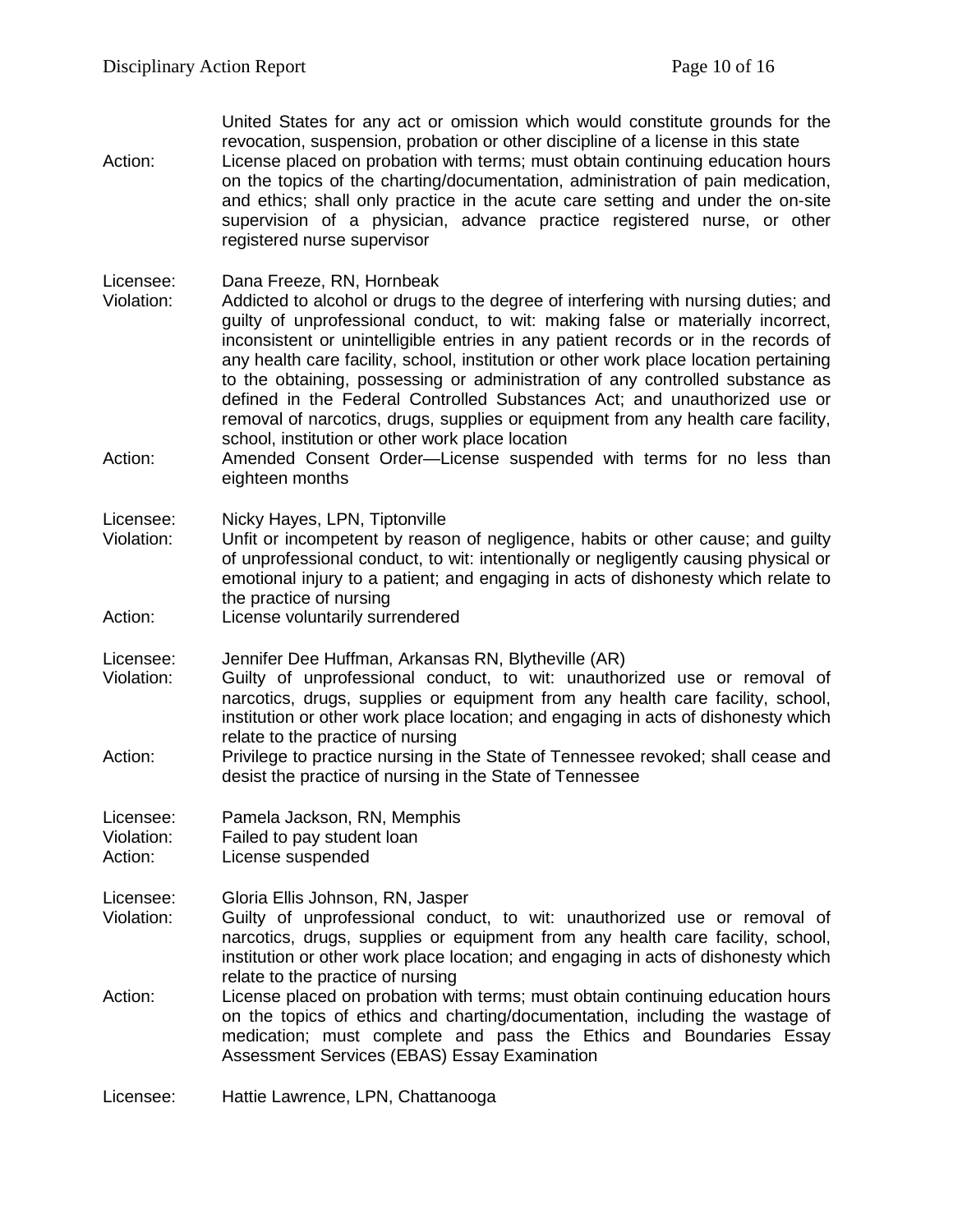United States for any act or omission which would constitute grounds for the revocation, suspension, probation or other discipline of a license in this state

Action: License placed on probation with terms; must obtain continuing education hours on the topics of the charting/documentation, administration of pain medication, and ethics; shall only practice in the acute care setting and under the on-site supervision of a physician, advance practice registered nurse, or other registered nurse supervisor

Licensee: Dana Freeze, RN, Hornbeak

Violation: Addicted to alcohol or drugs to the degree of interfering with nursing duties; and guilty of unprofessional conduct, to wit: making false or materially incorrect, inconsistent or unintelligible entries in any patient records or in the records of any health care facility, school, institution or other work place location pertaining to the obtaining, possessing or administration of any controlled substance as defined in the Federal Controlled Substances Act; and unauthorized use or removal of narcotics, drugs, supplies or equipment from any health care facility, school, institution or other work place location

Action: Amended Consent Order—License suspended with terms for no less than eighteen months

Licensee: Nicky Hayes, LPN, Tiptonville

Violation: Unfit or incompetent by reason of negligence, habits or other cause; and guilty of unprofessional conduct, to wit: intentionally or negligently causing physical or emotional injury to a patient; and engaging in acts of dishonesty which relate to the practice of nursing

Action: License voluntarily surrendered

Licensee: Jennifer Dee Huffman, Arkansas RN, Blytheville (AR)

Violation: Guilty of unprofessional conduct, to wit: unauthorized use or removal of narcotics, drugs, supplies or equipment from any health care facility, school, institution or other work place location; and engaging in acts of dishonesty which relate to the practice of nursing

Action: Privilege to practice nursing in the State of Tennessee revoked; shall cease and desist the practice of nursing in the State of Tennessee

Licensee: Pamela Jackson, RN, Memphis

Violation: Failed to pay student loan

Action: License suspended

Licensee: Gloria Ellis Johnson, RN, Jasper

Violation: Guilty of unprofessional conduct, to wit: unauthorized use or removal of narcotics, drugs, supplies or equipment from any health care facility, school, institution or other work place location; and engaging in acts of dishonesty which relate to the practice of nursing

Action: License placed on probation with terms; must obtain continuing education hours on the topics of ethics and charting/documentation, including the wastage of medication; must complete and pass the Ethics and Boundaries Essay Assessment Services (EBAS) Essay Examination

Licensee: Hattie Lawrence, LPN, Chattanooga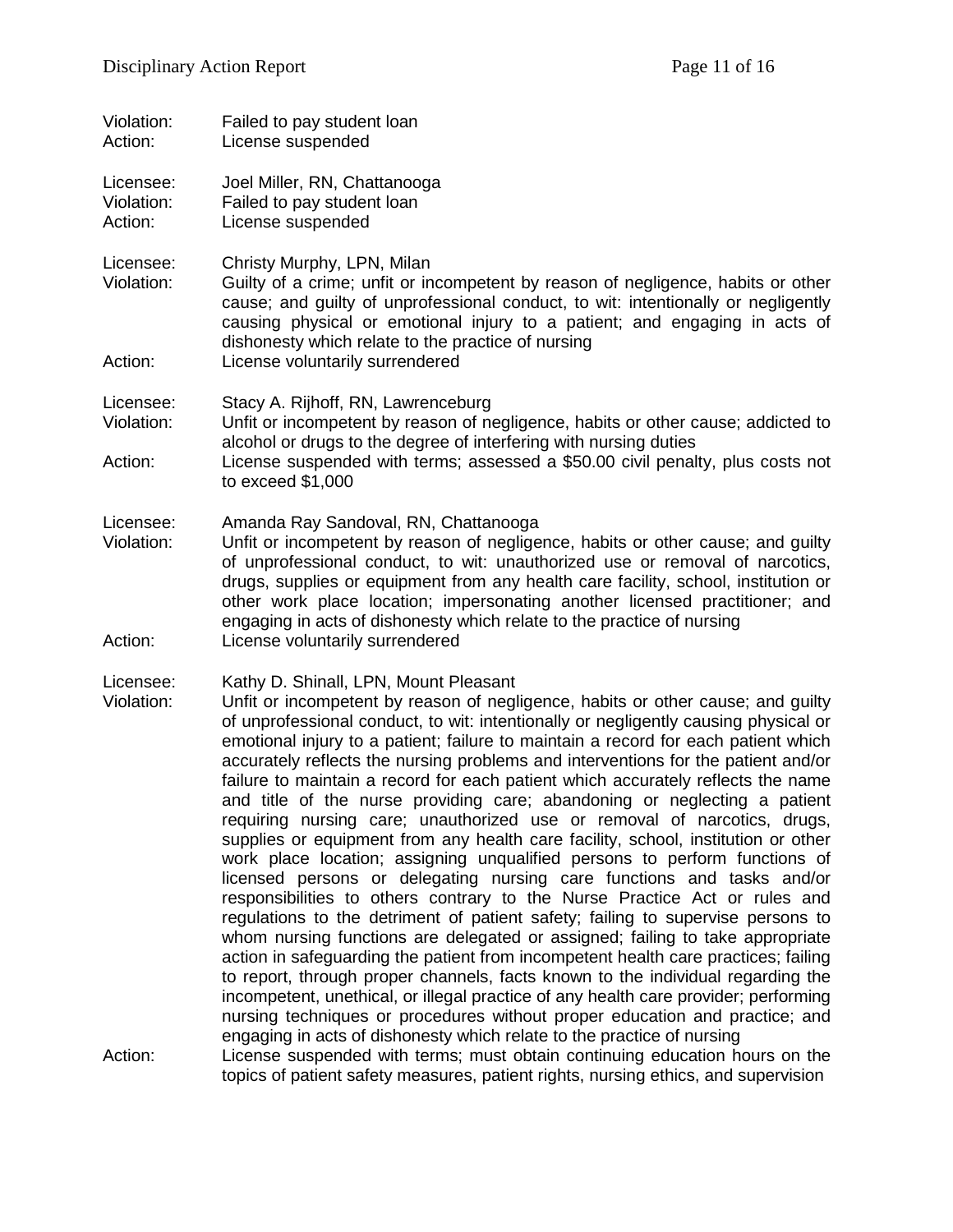Violation: Failed to pay student loan
Action: License suspended

Licensee: Joel Miller, RN, Chattanooga
Violation: Failed to pay student loan
Action: License suspended

Licensee: Christy Murphy, LPN, Milan
Violation: Guilty of a crime; unfit or incompetent by reason of negligence, habits or other cause; and guilty of unprofessional conduct, to wit: intentionally or negligently causing physical or emotional injury to a patient; and engaging in acts of dishonesty which relate to the practice of nursing
Action: License voluntarily surrendered

Licensee: Stacy A. Rijhoff, RN, Lawrenceburg
Violation: Unfit or incompetent by reason of negligence, habits or other cause; addicted to alcohol or drugs to the degree of interfering with nursing duties
Action: License suspended with terms; assessed a $50.00 civil penalty, plus costs not to exceed $1,000

Licensee: Amanda Ray Sandoval, RN, Chattanooga
Violation: Unfit or incompetent by reason of negligence, habits or other cause; and guilty of unprofessional conduct, to wit: unauthorized use or removal of narcotics, drugs, supplies or equipment from any health care facility, school, institution or other work place location; impersonating another licensed practitioner; and engaging in acts of dishonesty which relate to the practice of nursing
Action: License voluntarily surrendered

Licensee: Kathy D. Shinall, LPN, Mount Pleasant
Violation: Unfit or incompetent by reason of negligence, habits or other cause; and guilty of unprofessional conduct, to wit: intentionally or negligently causing physical or emotional injury to a patient; failure to maintain a record for each patient which accurately reflects the nursing problems and interventions for the patient and/or failure to maintain a record for each patient which accurately reflects the name and title of the nurse providing care; abandoning or neglecting a patient requiring nursing care; unauthorized use or removal of narcotics, drugs, supplies or equipment from any health care facility, school, institution or other work place location; assigning unqualified persons to perform functions of licensed persons or delegating nursing care functions and tasks and/or responsibilities to others contrary to the Nurse Practice Act or rules and regulations to the detriment of patient safety; failing to supervise persons to whom nursing functions are delegated or assigned; failing to take appropriate action in safeguarding the patient from incompetent health care practices; failing to report, through proper channels, facts known to the individual regarding the incompetent, unethical, or illegal practice of any health care provider; performing nursing techniques or procedures without proper education and practice; and engaging in acts of dishonesty which relate to the practice of nursing
Action: License suspended with terms; must obtain continuing education hours on the topics of patient safety measures, patient rights, nursing ethics, and supervision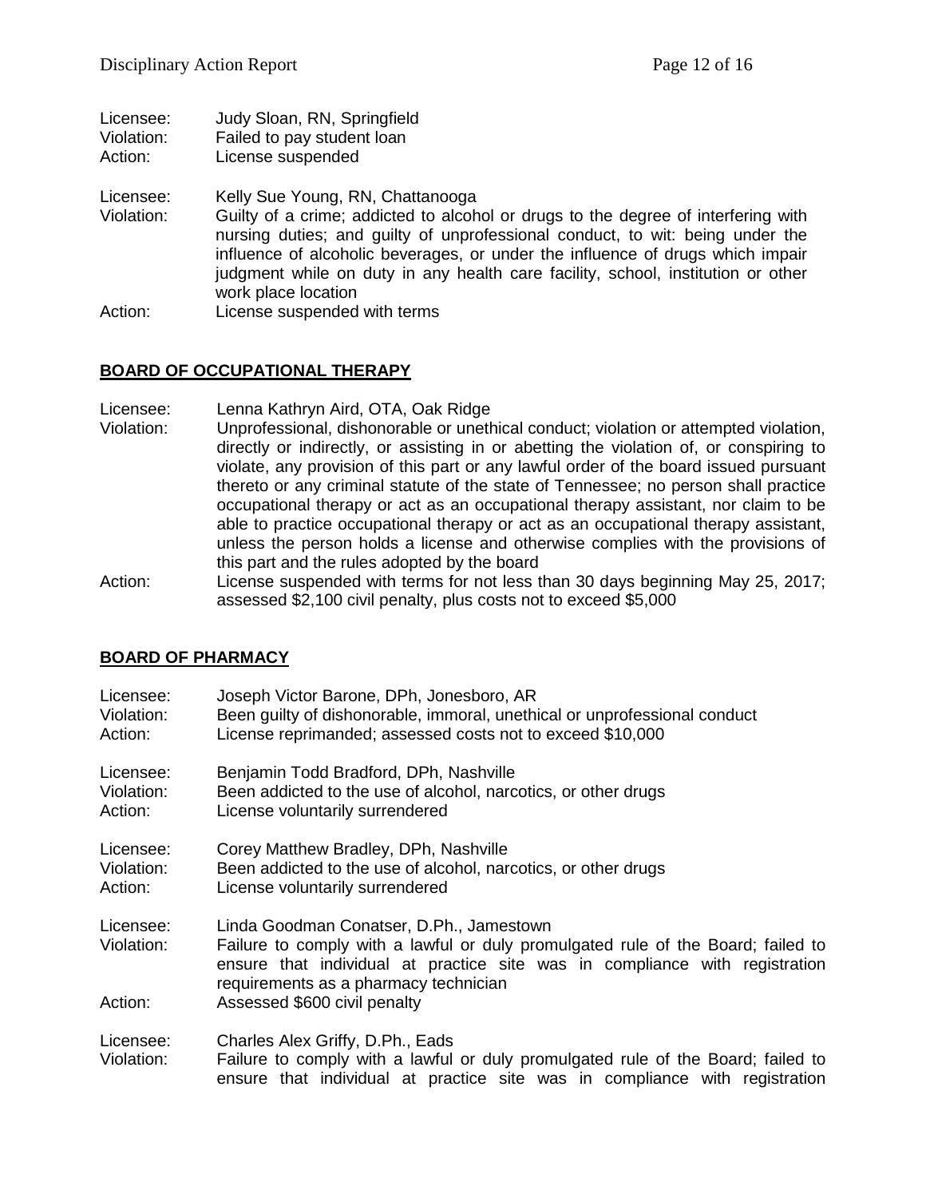Licensee: Judy Sloan, RN, Springfield
Violation: Failed to pay student loan
Action: License suspended

Licensee: Kelly Sue Young, RN, Chattanooga
Violation: Guilty of a crime; addicted to alcohol or drugs to the degree of interfering with nursing duties; and guilty of unprofessional conduct, to wit: being under the influence of alcoholic beverages, or under the influence of drugs which impair judgment while on duty in any health care facility, school, institution or other work place location
Action: License suspended with terms

## BOARD OF OCCUPATIONAL THERAPY

Licensee: Lenna Kathryn Aird, OTA, Oak Ridge
Violation: Unprofessional, dishonorable or unethical conduct; violation or attempted violation, directly or indirectly, or assisting in or abetting the violation of, or conspiring to violate, any provision of this part or any lawful order of the board issued pursuant thereto or any criminal statute of the state of Tennessee; no person shall practice occupational therapy or act as an occupational therapy assistant, nor claim to be able to practice occupational therapy or act as an occupational therapy assistant, unless the person holds a license and otherwise complies with the provisions of this part and the rules adopted by the board
Action: License suspended with terms for not less than 30 days beginning May 25, 2017; assessed $2,100 civil penalty, plus costs not to exceed $5,000

## BOARD OF PHARMACY

Licensee: Joseph Victor Barone, DPh, Jonesboro, AR
Violation: Been guilty of dishonorable, immoral, unethical or unprofessional conduct
Action: License reprimanded; assessed costs not to exceed $10,000

Licensee: Benjamin Todd Bradford, DPh, Nashville
Violation: Been addicted to the use of alcohol, narcotics, or other drugs
Action: License voluntarily surrendered

Licensee: Corey Matthew Bradley, DPh, Nashville
Violation: Been addicted to the use of alcohol, narcotics, or other drugs
Action: License voluntarily surrendered

Licensee: Linda Goodman Conatser, D.Ph., Jamestown
Violation: Failure to comply with a lawful or duly promulgated rule of the Board; failed to ensure that individual at practice site was in compliance with registration requirements as a pharmacy technician
Action: Assessed $600 civil penalty

Licensee: Charles Alex Griffy, D.Ph., Eads
Violation: Failure to comply with a lawful or duly promulgated rule of the Board; failed to ensure that individual at practice site was in compliance with registration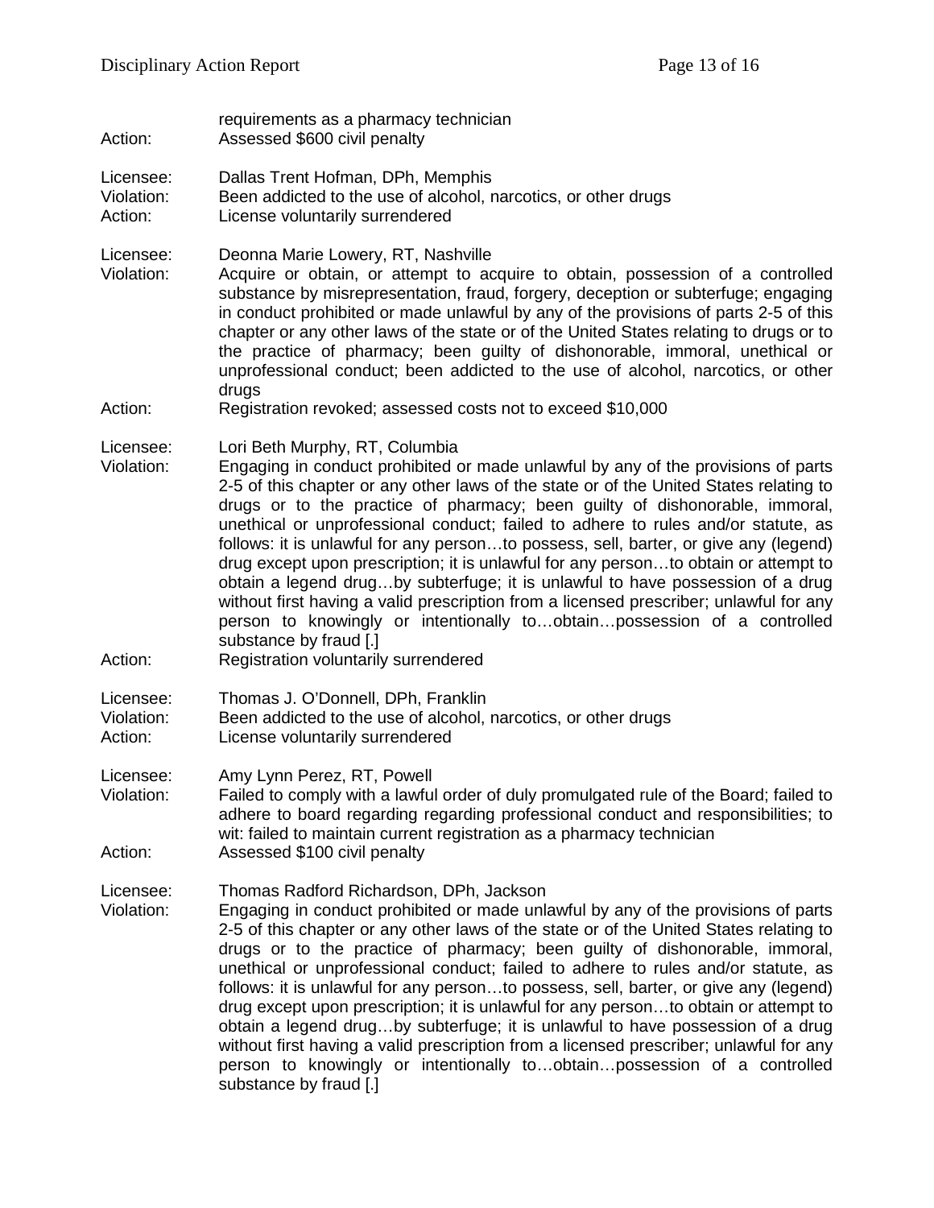requirements as a pharmacy technician

Action: Assessed $600 civil penalty

Licensee: Dallas Trent Hofman, DPh, Memphis
Violation: Been addicted to the use of alcohol, narcotics, or other drugs
Action: License voluntarily surrendered

Licensee: Deonna Marie Lowery, RT, Nashville
Violation: Acquire or obtain, or attempt to acquire to obtain, possession of a controlled substance by misrepresentation, fraud, forgery, deception or subterfuge; engaging in conduct prohibited or made unlawful by any of the provisions of parts 2-5 of this chapter or any other laws of the state or of the United States relating to drugs or to the practice of pharmacy; been guilty of dishonorable, immoral, unethical or unprofessional conduct; been addicted to the use of alcohol, narcotics, or other drugs
Action: Registration revoked; assessed costs not to exceed $10,000

Licensee: Lori Beth Murphy, RT, Columbia
Violation: Engaging in conduct prohibited or made unlawful by any of the provisions of parts 2-5 of this chapter or any other laws of the state or of the United States relating to drugs or to the practice of pharmacy; been guilty of dishonorable, immoral, unethical or unprofessional conduct; failed to adhere to rules and/or statute, as follows: it is unlawful for any person…to possess, sell, barter, or give any (legend) drug except upon prescription; it is unlawful for any person…to obtain or attempt to obtain a legend drug…by subterfuge; it is unlawful to have possession of a drug without first having a valid prescription from a licensed prescriber; unlawful for any person to knowingly or intentionally to…obtain…possession of a controlled substance by fraud [.]
Action: Registration voluntarily surrendered

Licensee: Thomas J. O'Donnell, DPh, Franklin
Violation: Been addicted to the use of alcohol, narcotics, or other drugs
Action: License voluntarily surrendered

Licensee: Amy Lynn Perez, RT, Powell
Violation: Failed to comply with a lawful order of duly promulgated rule of the Board; failed to adhere to board regarding regarding professional conduct and responsibilities; to wit: failed to maintain current registration as a pharmacy technician
Action: Assessed $100 civil penalty

Licensee: Thomas Radford Richardson, DPh, Jackson
Violation: Engaging in conduct prohibited or made unlawful by any of the provisions of parts 2-5 of this chapter or any other laws of the state or of the United States relating to drugs or to the practice of pharmacy; been guilty of dishonorable, immoral, unethical or unprofessional conduct; failed to adhere to rules and/or statute, as follows: it is unlawful for any person…to possess, sell, barter, or give any (legend) drug except upon prescription; it is unlawful for any person…to obtain or attempt to obtain a legend drug…by subterfuge; it is unlawful to have possession of a drug without first having a valid prescription from a licensed prescriber; unlawful for any person to knowingly or intentionally to…obtain…possession of a controlled substance by fraud [.]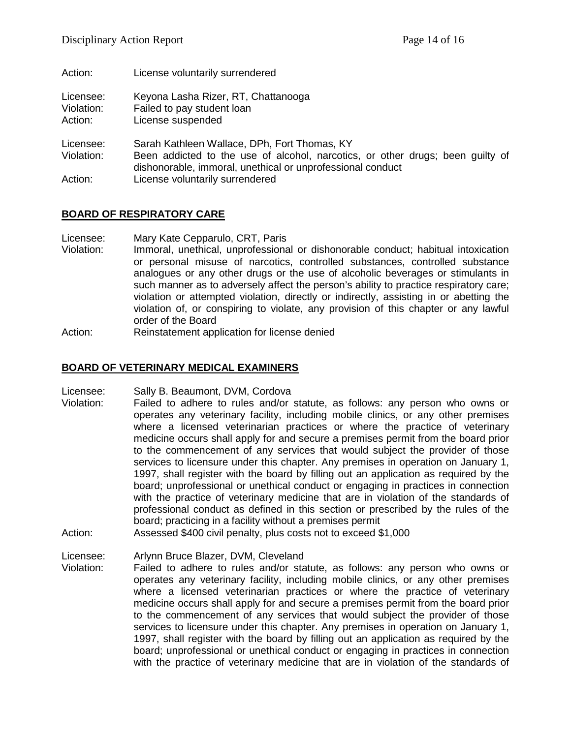Action: License voluntarily surrendered

Licensee: Keyona Lasha Rizer, RT, Chattanooga
Violation: Failed to pay student loan
Action: License suspended

Licensee: Sarah Kathleen Wallace, DPh, Fort Thomas, KY
Violation: Been addicted to the use of alcohol, narcotics, or other drugs; been guilty of dishonorable, immoral, unethical or unprofessional conduct
Action: License voluntarily surrendered

## BOARD OF RESPIRATORY CARE

Licensee: Mary Kate Cepparulo, CRT, Paris
Violation: Immoral, unethical, unprofessional or dishonorable conduct; habitual intoxication or personal misuse of narcotics, controlled substances, controlled substance analogues or any other drugs or the use of alcoholic beverages or stimulants in such manner as to adversely affect the person's ability to practice respiratory care; violation or attempted violation, directly or indirectly, assisting in or abetting the violation of, or conspiring to violate, any provision of this chapter or any lawful order of the Board
Action: Reinstatement application for license denied

## BOARD OF VETERINARY MEDICAL EXAMINERS

Licensee: Sally B. Beaumont, DVM, Cordova
Violation: Failed to adhere to rules and/or statute, as follows: any person who owns or operates any veterinary facility, including mobile clinics, or any other premises where a licensed veterinarian practices or where the practice of veterinary medicine occurs shall apply for and secure a premises permit from the board prior to the commencement of any services that would subject the provider of those services to licensure under this chapter. Any premises in operation on January 1, 1997, shall register with the board by filling out an application as required by the board; unprofessional or unethical conduct or engaging in practices in connection with the practice of veterinary medicine that are in violation of the standards of professional conduct as defined in this section or prescribed by the rules of the board; practicing in a facility without a premises permit
Action: Assessed $400 civil penalty, plus costs not to exceed $1,000

Licensee: Arlynn Bruce Blazer, DVM, Cleveland
Violation: Failed to adhere to rules and/or statute, as follows: any person who owns or operates any veterinary facility, including mobile clinics, or any other premises where a licensed veterinarian practices or where the practice of veterinary medicine occurs shall apply for and secure a premises permit from the board prior to the commencement of any services that would subject the provider of those services to licensure under this chapter. Any premises in operation on January 1, 1997, shall register with the board by filling out an application as required by the board; unprofessional or unethical conduct or engaging in practices in connection with the practice of veterinary medicine that are in violation of the standards of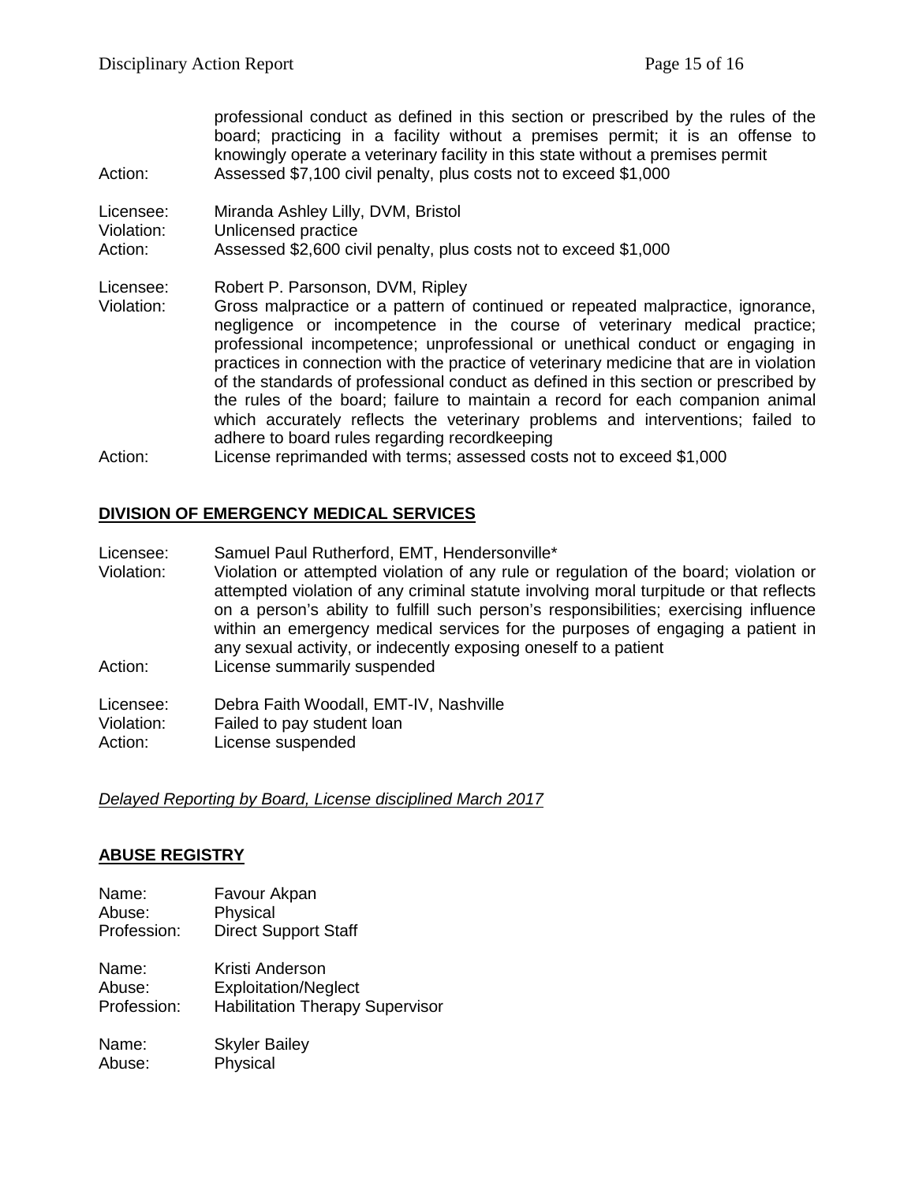|  |  |
|---|---|
|  | professional conduct as defined in this section or prescribed by the rules of the board; practicing in a facility without a premises permit; it is an offense to knowingly operate a veterinary facility in this state without a premises permit |
| Action: | Assessed $7,100 civil penalty, plus costs not to exceed $1,000 |

|  |  |
|---|---|
| Licensee: | Miranda Ashley Lilly, DVM, Bristol |
| Violation: | Unlicensed practice |
| Action: | Assessed $2,600 civil penalty, plus costs not to exceed $1,000 |

|  |  |
|---|---|
| Licensee: | Robert P. Parsonson, DVM, Ripley |
| Violation: | Gross malpractice or a pattern of continued or repeated malpractice, ignorance, negligence or incompetence in the course of veterinary medical practice; professional incompetence; unprofessional or unethical conduct or engaging in practices in connection with the practice of veterinary medicine that are in violation of the standards of professional conduct as defined in this section or prescribed by the rules of the board; failure to maintain a record for each companion animal which accurately reflects the veterinary problems and interventions; failed to adhere to board rules regarding recordkeeping |
| Action: | License reprimanded with terms; assessed costs not to exceed $1,000 |

## DIVISION OF EMERGENCY MEDICAL SERVICES

|  |  |
|---|---|
| Licensee: | Samuel Paul Rutherford, EMT, Hendersonville* |
| Violation: | Violation or attempted violation of any rule or regulation of the board; violation or attempted violation of any criminal statute involving moral turpitude or that reflects on a person's ability to fulfill such person's responsibilities; exercising influence within an emergency medical services for the purposes of engaging a patient in any sexual activity, or indecently exposing oneself to a patient |
| Action: | License summarily suspended |

|  |  |
|---|---|
| Licensee: | Debra Faith Woodall, EMT-IV, Nashville |
| Violation: | Failed to pay student loan |
| Action: | License suspended |

*Delayed Reporting by Board, License disciplined March 2017*

## ABUSE REGISTRY

|  |  |
|---|---|
| Name: | Favour Akpan |
| Abuse: | Physical |
| Profession: | Direct Support Staff |

|  |  |
|---|---|
| Name: | Kristi Anderson |
| Abuse: | Exploitation/Neglect |
| Profession: | Habilitation Therapy Supervisor |

|  |  |
|---|---|
| Name: | Skyler Bailey |
| Abuse: | Physical |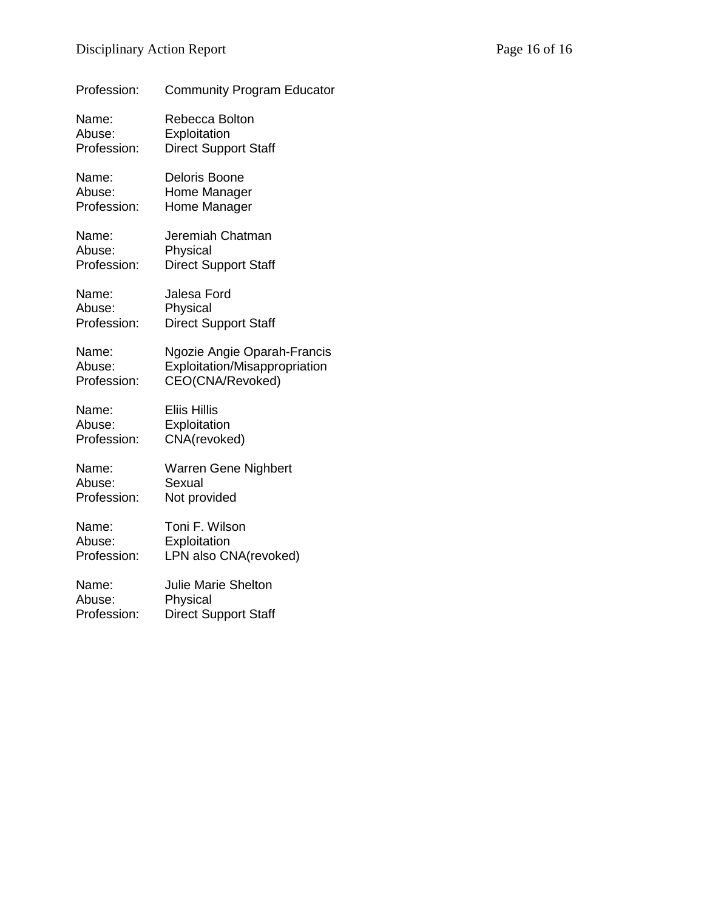Profession: Community Program Educator

Name: Rebecca Bolton
Abuse: Exploitation
Profession: Direct Support Staff

Name: Deloris Boone
Abuse: Home Manager
Profession: Home Manager

Name: Jeremiah Chatman
Abuse: Physical
Profession: Direct Support Staff

Name: Jalesa Ford
Abuse: Physical
Profession: Direct Support Staff

Name: Ngozie Angie Oparah-Francis
Abuse: Exploitation/Misappropriation
Profession: CEO(CNA/Revoked)

Name: Eliis Hillis
Abuse: Exploitation
Profession: CNA(revoked)

Name: Warren Gene Nighbert
Abuse: Sexual
Profession: Not provided

Name: Toni F. Wilson
Abuse: Exploitation
Profession: LPN also CNA(revoked)

Name: Julie Marie Shelton
Abuse: Physical
Profession: Direct Support Staff